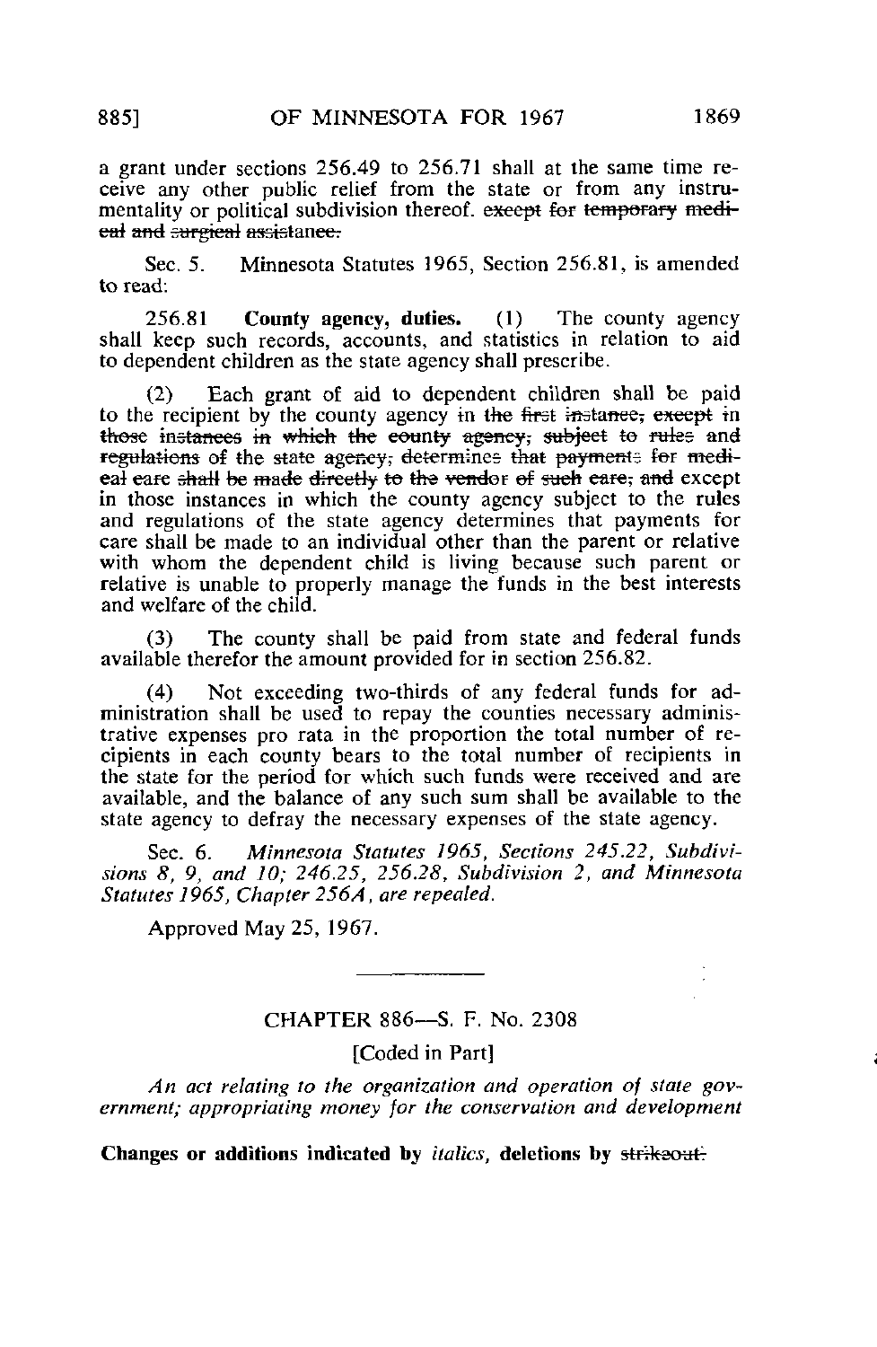a grant under sections 256.49 to 256.71 shall at the same time receive any other public relief from the state or from any instrumentality or political subdivision thereof. ~~except for temporary medical and surgical assistance.~~

Sec. 5. Minnesota Statutes 1965, Section 256.81, is amended to read:

256.81 **County agency, duties.** (1) The county agency shall keep such records, accounts, and statistics in relation to aid to dependent children as the state agency shall prescribe.

(2) Each grant of aid to dependent children shall be paid to the recipient by the county agency ~~in the first instance, except in those instances in which the county agency, subject to rules and regulations of the state agency, determines that payments for medical care shall be made directly to the vendor of such care, and~~ except in those instances in which the county agency subject to the rules and regulations of the state agency determines that payments for care shall be made to an individual other than the parent or relative with whom the dependent child is living because such parent or relative is unable to properly manage the funds in the best interests and welfare of the child.

(3) The county shall be paid from state and federal funds available therefor the amount provided for in section 256.82.

(4) Not exceeding two-thirds of any federal funds for administration shall be used to repay the counties necessary administrative expenses pro rata in the proportion the total number of recipients in each county bears to the total number of recipients in the state for the period for which such funds were received and are available, and the balance of any such sum shall be available to the state agency to defray the necessary expenses of the state agency.

Sec. 6. *Minnesota Statutes 1965, Sections 245.22, Subdivisions 8, 9, and 10; 246.25, 256.28, Subdivision 2, and Minnesota Statutes 1965, Chapter 256A, are repealed.*

Approved May 25, 1967.

---

## CHAPTER 886—S. F. No. 2308

[Coded in Part]

*An act relating to the organization and operation of state government; appropriating money for the conservation and development*

**Changes or additions indicated by** *italics*, **deletions by** ~~strikeout~~.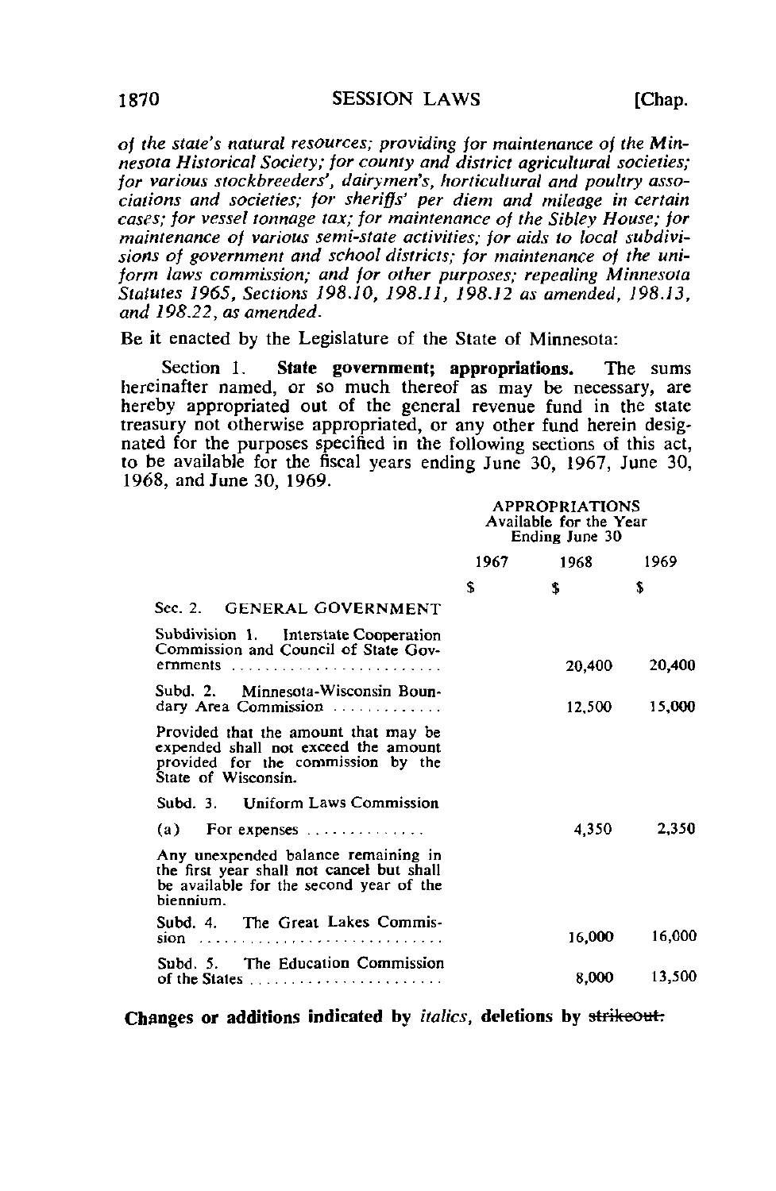*of the state's natural resources; providing for maintenance of the Minnesota Historical Society; for county and district agricultural societies; for various stockbreeders', dairymen's, horticultural and poultry associations and societies; for sheriffs' per diem and mileage in certain cases; for vessel tonnage tax; for maintenance of the Sibley House; for maintenance of various semi-state activities; for aids to local subdivisions of government and school districts; for maintenance of the uniform laws commission; and for other purposes; repealing Minnesota Statutes 1965, Sections 198.10, 198.11, 198.12 as amended, 198.13, and 198.22, as amended.*

Be it enacted by the Legislature of the State of Minnesota:

Section 1. **State government; appropriations.** The sums hereinafter named, or so much thereof as may be necessary, are hereby appropriated out of the general revenue fund in the state treasury not otherwise appropriated, or any other fund herein designated for the purposes specified in the following sections of this act, to be available for the fiscal years ending June 30, 1967, June 30, 1968, and June 30, 1969.

| | APPROPRIATIONS Available for the Year Ending June 30 | | |
|---|---|---|---|
| | 1967 | 1968 | 1969 |
| | $ | $ | $ |
| Sec. 2. GENERAL GOVERNMENT | | | |
| Subdivision 1. Interstate Cooperation Commission and Council of State Governments | | 20,400 | 20,400 |
| Subd. 2. Minnesota-Wisconsin Boundary Area Commission | | 12,500 | 15,000 |
| Provided that the amount that may be expended shall not exceed the amount provided for the commission by the State of Wisconsin. | | | |
| Subd. 3. Uniform Laws Commission | | | |
| (a) For expenses | | 4,350 | 2,350 |
| Any unexpended balance remaining in the first year shall not cancel but shall be available for the second year of the biennium. | | | |
| Subd. 4. The Great Lakes Commission | | 16,000 | 16,000 |
| Subd. 5. The Education Commission of the States | | 8,000 | 13,500 |

**Changes or additions indicated by *italics*, deletions by ~~strikeout.~~**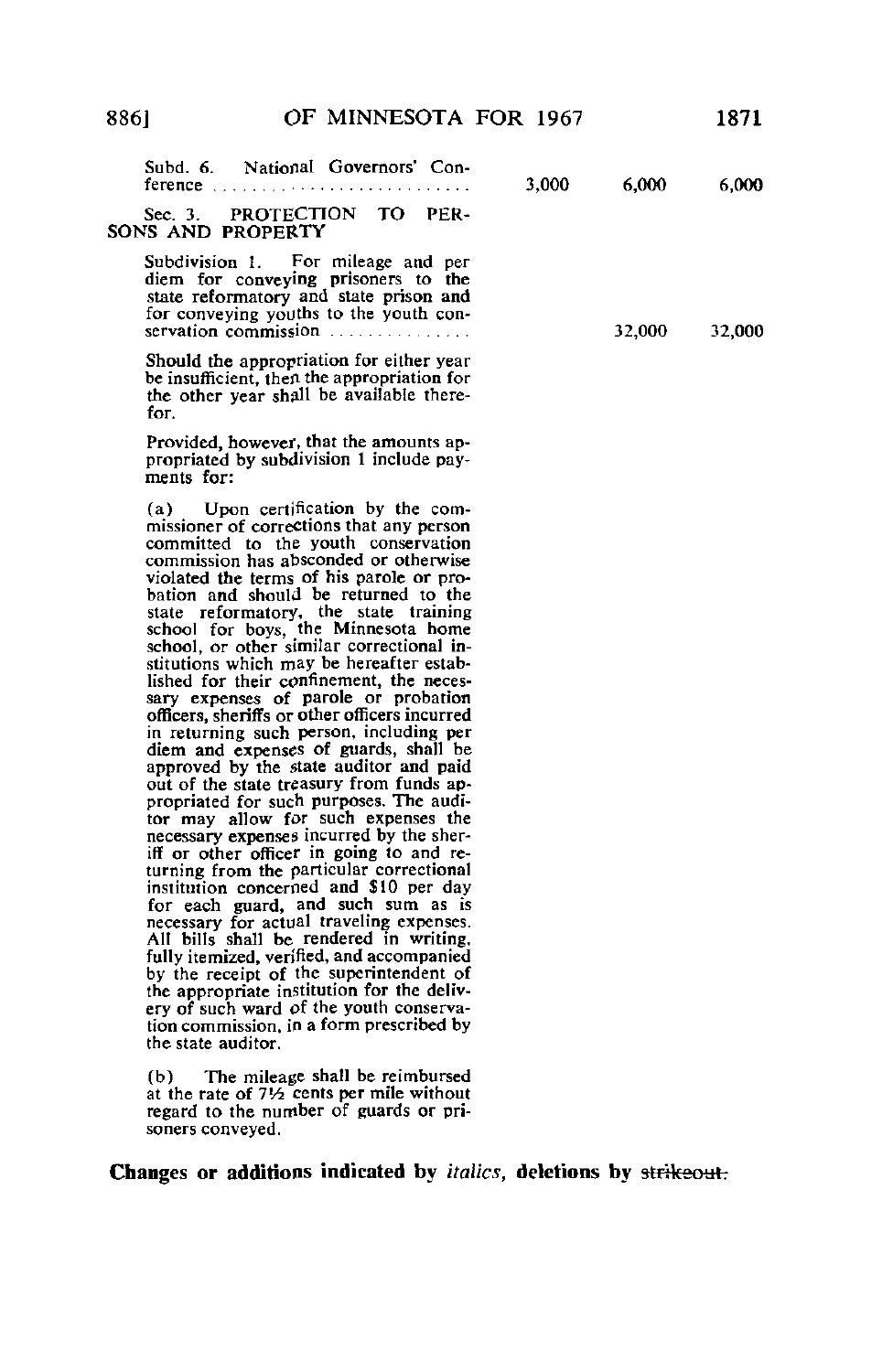| | | | |
|---|---|---|---|
| Subd. 6. National Governors' Conference | 3,000 | 6,000 | 6,000 |
| Sec. 3. PROTECTION TO PERSONS AND PROPERTY | | | |
| Subdivision 1. For mileage and per diem for conveying prisoners to the state reformatory and state prison and for conveying youths to the youth conservation commission | | 32,000 | 32,000 |

Should the appropriation for either year be insufficient, then the appropriation for the other year shall be available therefor.

Provided, however, that the amounts appropriated by subdivision 1 include payments for:

(a) Upon certification by the commissioner of corrections that any person committed to the youth conservation commission has absconded or otherwise violated the terms of his parole or probation and should be returned to the state reformatory, the state training school for boys, the Minnesota home school, or other similar correctional institutions which may be hereafter established for their confinement, the necessary expenses of parole or probation officers, sheriffs or other officers incurred in returning such person, including per diem and expenses of guards, shall be approved by the state auditor and paid out of the state treasury from funds appropriated for such purposes. The auditor may allow for such expenses the necessary expenses incurred by the sheriff or other officer in going to and returning from the particular correctional institution concerned and $10 per day for each guard, and such sum as is necessary for actual traveling expenses. All bills shall be rendered in writing, fully itemized, verified, and accompanied by the receipt of the superintendent of the appropriate institution for the delivery of such ward of the youth conservation commission, in a form prescribed by the state auditor.

(b) The mileage shall be reimbursed at the rate of 7½ cents per mile without regard to the number of guards or prisoners conveyed.

**Changes or additions indicated by *italics*, deletions by ~~strikeout.~~**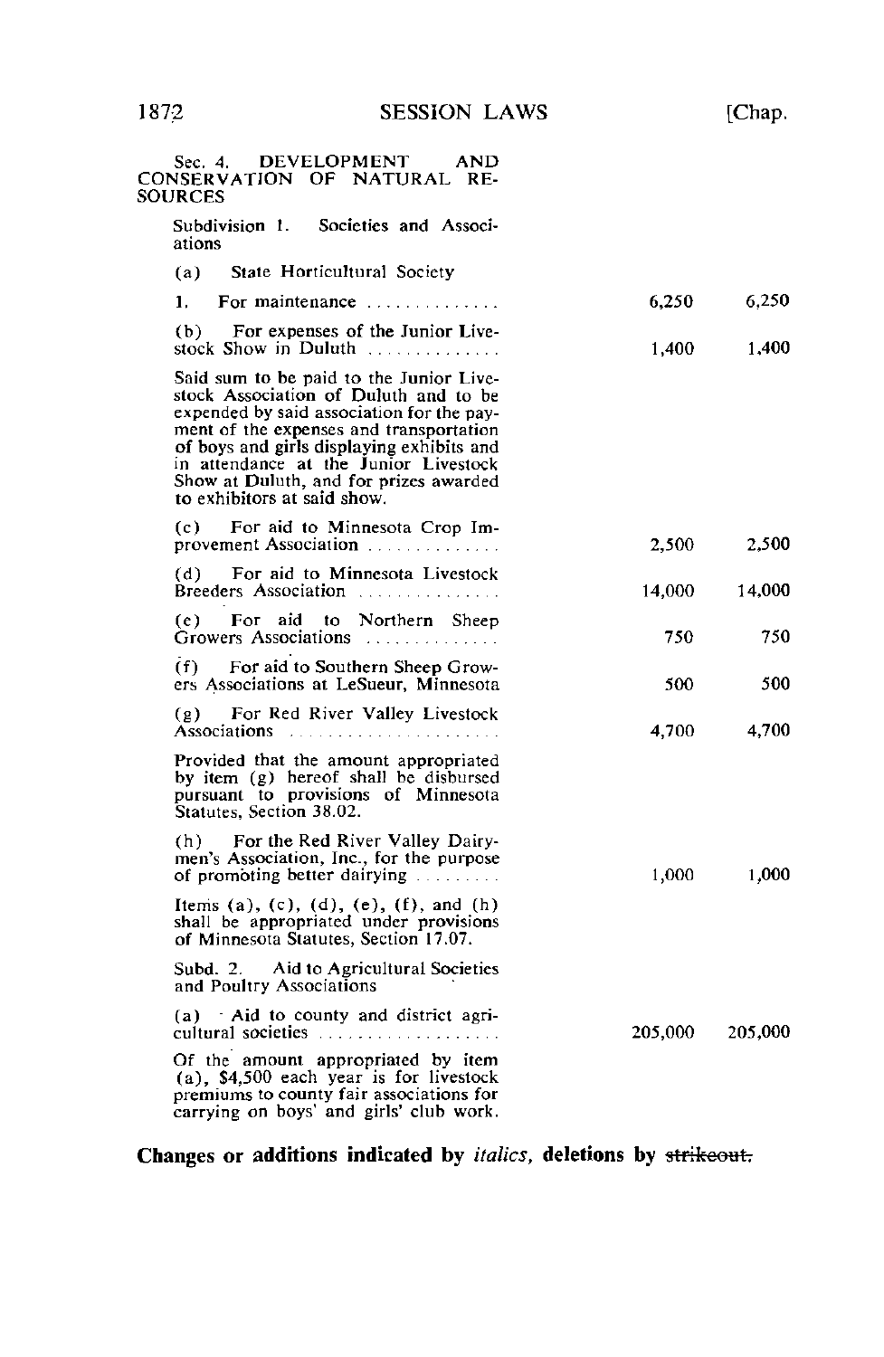Sec. 4. DEVELOPMENT AND CONSERVATION OF NATURAL RESOURCES

Subdivision 1. Societies and Associations

| | | |
|---|---|---|
| (a) State Horticultural Society | | |
| 1. For maintenance .............. | 6,250 | 6,250 |
| (b) For expenses of the Junior Livestock Show in Duluth .............. | 1,400 | 1,400 |
| Said sum to be paid to the Junior Livestock Association of Duluth and to be expended by said association for the payment of the expenses and transportation of boys and girls displaying exhibits and in attendance at the Junior Livestock Show at Duluth, and for prizes awarded to exhibitors at said show. | | |
| (c) For aid to Minnesota Crop Improvement Association .............. | 2,500 | 2,500 |
| (d) For aid to Minnesota Livestock Breeders Association ............... | 14,000 | 14,000 |
| (e) For aid to Northern Sheep Growers Associations .............. | 750 | 750 |
| (f) For aid to Southern Sheep Growers Associations at LeSueur, Minnesota | 500 | 500 |
| (g) For Red River Valley Livestock Associations ...................... | 4,700 | 4,700 |
| Provided that the amount appropriated by item (g) hereof shall be disbursed pursuant to provisions of Minnesota Statutes, Section 38.02. | | |
| (h) For the Red River Valley Dairymen's Association, Inc., for the purpose of promoting better dairying ......... | 1,000 | 1,000 |
| Items (a), (c), (d), (e), (f), and (h) shall be appropriated under provisions of Minnesota Statutes, Section 17.07. | | |

Subd. 2. Aid to Agricultural Societies and Poultry Associations

| | | |
|---|---|---|
| (a) Aid to county and district agricultural societies .................... | 205,000 | 205,000 |
| Of the amount appropriated by item (a), $4,500 each year is for livestock premiums to county fair associations for carrying on boys' and girls' club work. | | |

**Changes or additions indicated by *italics*, deletions by ~~strikeout.~~**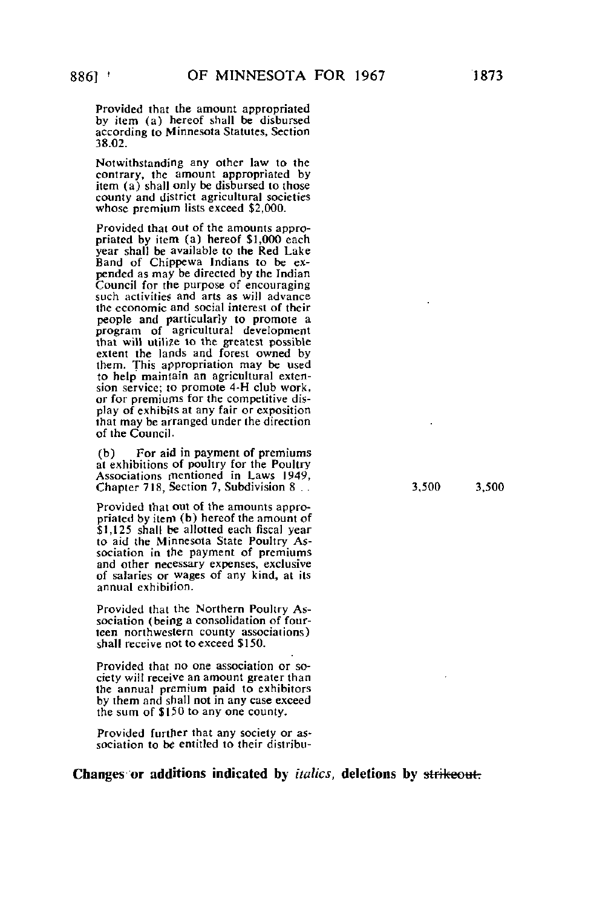Provided that the amount appropriated by item (a) hereof shall be disbursed according to Minnesota Statutes, Section 38.02.

Notwithstanding any other law to the contrary, the amount appropriated by item (a) shall only be disbursed to those county and district agricultural societies whose premium lists exceed $2,000.

Provided that out of the amounts appropriated by item (a) hereof $1,000 each year shall be available to the Red Lake Band of Chippewa Indians to be expended as may be directed by the Indian Council for the purpose of encouraging such activities and arts as will advance the economic and social interest of their people and particularly to promote a program of agricultural development that will utilize to the greatest possible extent the lands and forest owned by them. This appropriation may be used to help maintain an agricultural extension service; to promote 4-H club work, or for premiums for the competitive display of exhibits at any fair or exposition that may be arranged under the direction of the Council.

(b) For aid in payment of premiums at exhibitions of poultry for the Poultry Associations mentioned in Laws 1949, Chapter 718, Section 7, Subdivision 8 . . . 3,500 3,500

Provided that out of the amounts appropriated by item (b) hereof the amount of $1,125 shall be allotted each fiscal year to aid the Minnesota State Poultry Association in the payment of premiums and other necessary expenses, exclusive of salaries or wages of any kind, at its annual exhibition.

Provided that the Northern Poultry Association (being a consolidation of fourteen northwestern county associations) shall receive not to exceed $150.

Provided that no one association or society will receive an amount greater than the annual premium paid to exhibitors by them and shall not in any case exceed the sum of $150 to any one county.

Provided further that any society or association to be entitled to their distribu-

**Changes or additions indicated by *italics*, deletions by ~~strikeout.~~**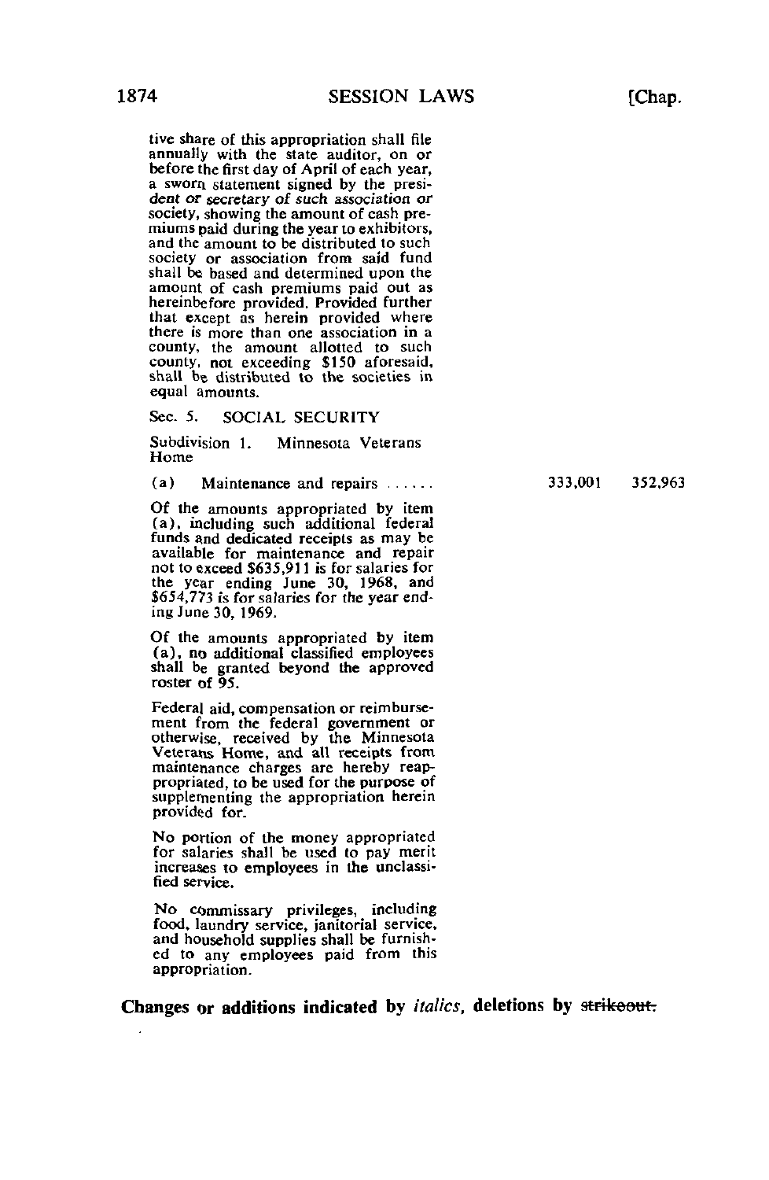tive share of this appropriation shall file annually with the state auditor, on or before the first day of April of each year, a sworn statement signed by the *president or secretary of such association or society*, showing the amount of cash premiums paid during the year to exhibitors, and the amount to be distributed to such society or association from said fund shall be based and determined upon the amount of cash premiums paid out as hereinbefore provided. Provided further that except as herein provided where there is more than one association in a county, the amount allotted to such county, not exceeding $150 aforesaid, shall be distributed to the societies in equal amounts.

Sec. 5. SOCIAL SECURITY

Subdivision 1. Minnesota Veterans Home

| | | |
|---|---|---|
| (a) Maintenance and repairs ...... | 333,001 | 352,963 |

Of the amounts appropriated by item (a), including such additional federal funds and dedicated receipts as may be available for maintenance and repair not to exceed $635,911 is for salaries for the year ending June 30, 1968, and $654,773 is for salaries for the year ending June 30, 1969.

Of the amounts appropriated by item (a), no additional classified employees shall be granted beyond the approved roster of 95.

Federal aid, compensation or reimbursement from the federal government or otherwise, received by the Minnesota Veterans Home, and all receipts from maintenance charges are hereby reappropriated, to be used for the purpose of supplementing the appropriation herein provided for.

No portion of the money appropriated for salaries shall be used to pay merit increases to employees in the unclassified service.

No commissary privileges, including food, laundry service, janitorial service, and household supplies shall be furnished to any employees paid from this appropriation.

**Changes or additions indicated by *italics*, deletions by ~~strikeout.~~**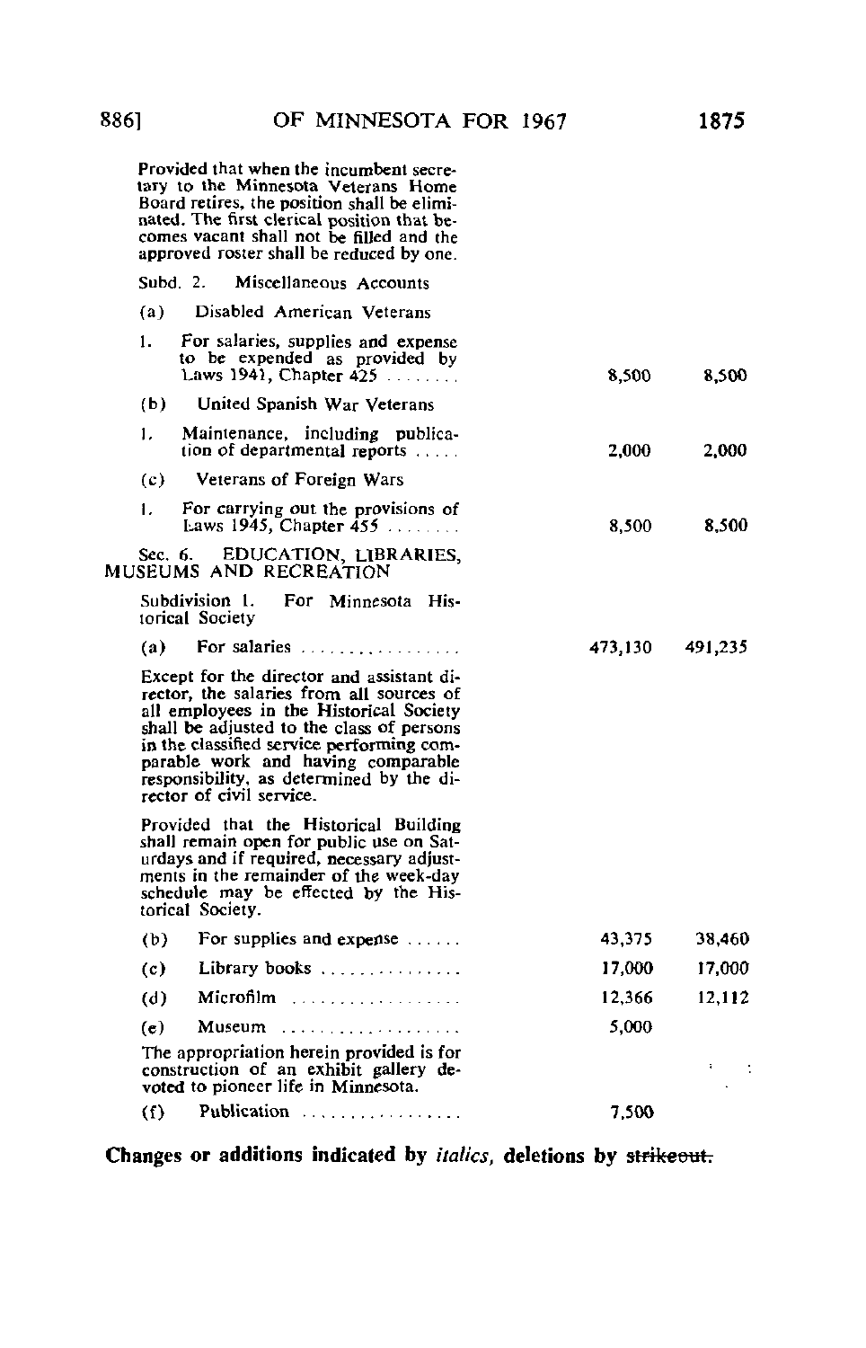Provided that when the incumbent secretary to the Minnesota Veterans Home Board retires, the position shall be eliminated. The first clerical position that becomes vacant shall not be filled and the approved roster shall be reduced by one.

Subd. 2. Miscellaneous Accounts

| | | |
|---|---|---|
| (a) Disabled American Veterans | | |
| 1. For salaries, supplies and expense to be expended as provided by Laws 1941, Chapter 425 ........ | 8,500 | 8,500 |
| (b) United Spanish War Veterans | | |
| 1. Maintenance, including publication of departmental reports ..... | 2,000 | 2,000 |
| (c) Veterans of Foreign Wars | | |
| 1. For carrying out the provisions of Laws 1945, Chapter 455 ........ | 8,500 | 8,500 |

Sec. 6. EDUCATION, LIBRARIES, MUSEUMS AND RECREATION

Subdivision 1. For Minnesota Historical Society

| | | |
|---|---|---|
| (a) For salaries ................ | 473,130 | 491,235 |

Except for the director and assistant director, the salaries from all sources of all employees in the Historical Society shall be adjusted to the class of persons in the classified service performing comparable work and having comparable responsibility, as determined by the director of civil service.

Provided that the Historical Building shall remain open for public use on Saturdays and if required, necessary adjustments in the remainder of the week-day schedule may be effected by the Historical Society.

| | | |
|---|---|---|
| (b) For supplies and expense ...... | 43,375 | 38,460 |
| (c) Library books ............... | 17,000 | 17,000 |
| (d) Microfilm ................. | 12,366 | 12,112 |
| (e) Museum ................. | 5,000 | |

The appropriation herein provided is for construction of an exhibit gallery devoted to pioneer life in Minnesota.

| | | |
|---|---|---|
| (f) Publication ................ | 7,500 | |

**Changes or additions indicated by *italics*, deletions by ~~strikeout.~~**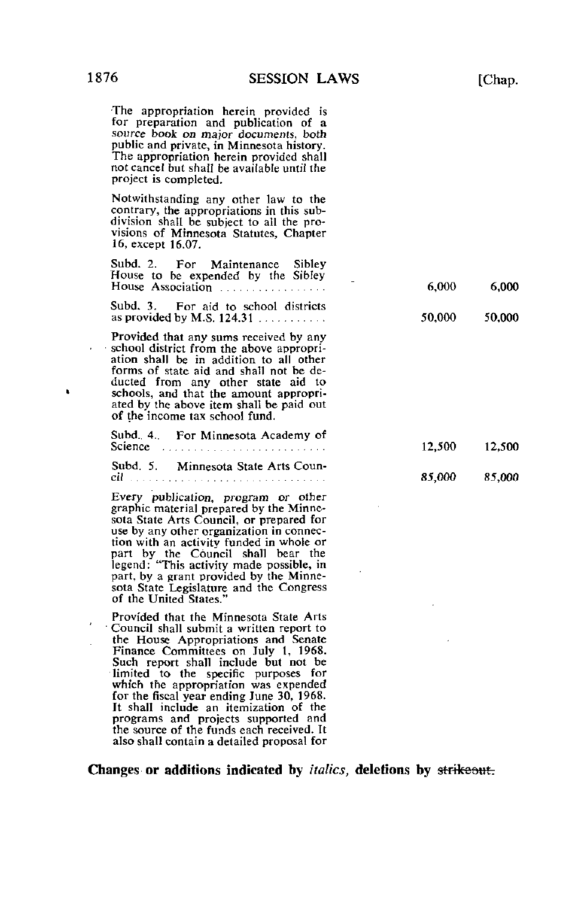The appropriation herein provided is for preparation and publication of a *source book on major documents, both* public and private, in Minnesota history. The appropriation herein provided shall not cancel but shall be available until the project is completed.

Notwithstanding any other law to the contrary, the appropriations in this subdivision shall be subject to all the provisions of Minnesota Statutes, Chapter 16, except 16.07.

| | | |
|---|---|---|
| Subd. 2. For Maintenance Sibley House to be expended by the Sibley House Association | 6,000 | 6,000 |
| Subd. 3. For aid to school districts as provided by M.S. 124.31 | 50,000 | 50,000 |

Provided that any sums received by any school district from the above appropriation shall be in addition to all other forms of state aid and shall not be deducted from any other state aid to schools, and that the amount appropriated by the above item shall be paid out of the income tax school fund.

| | | |
|---|---|---|
| Subd. 4. For Minnesota Academy of Science | 12,500 | 12,500 |
| Subd. 5. Minnesota State Arts Council | *85,000* | *85,000* |

Every *publication, program or other* graphic material prepared by the Minnesota State Arts Council, or prepared for use by any other organization in connection with an activity funded in whole or part by the Council shall bear the legend: "This activity made possible, in part, by a grant provided by the Minnesota State Legislature and the Congress of the United States."

Provided that the Minnesota State Arts Council shall submit a written report to the House Appropriations and Senate Finance Committees on July 1, 1968. Such report shall include but not be limited to the specific purposes for which the appropriation was expended for the fiscal year ending June 30, 1968. It shall include an itemization of the programs and projects supported and the source of the funds each received. It also shall contain a detailed proposal for

**Changes or additions indicated by *italics*, deletions by ~~strikeout.~~**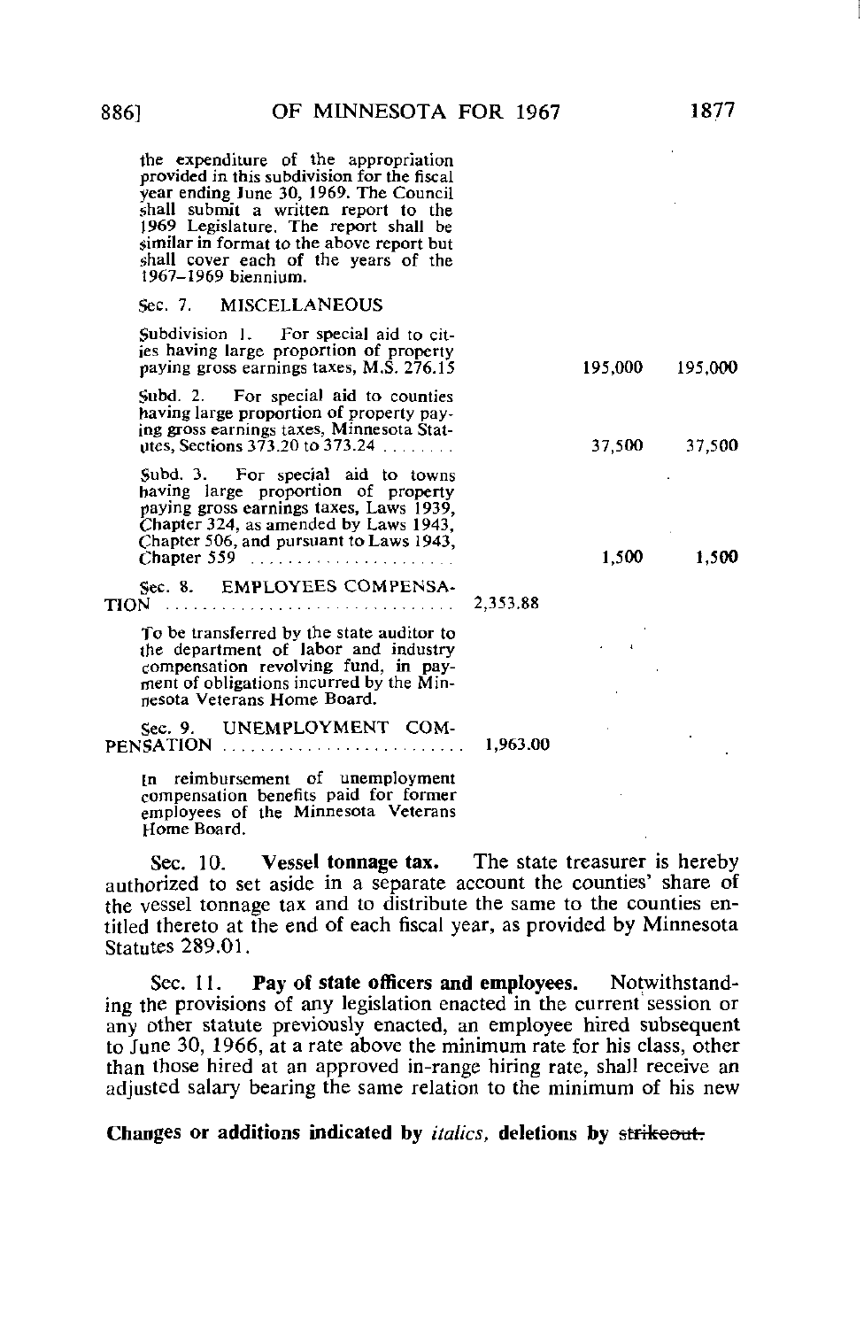the expenditure of the appropriation provided in this subdivision for the fiscal year ending June 30, 1969. The Council shall submit a written report to the 1969 Legislature. The report shall be similar in format to the above report but shall cover each of the years of the 1967–1969 biennium.

| | | | |
|---|---|---|---|
| Sec. 7. MISCELLANEOUS | | | |
| Subdivision 1. For special aid to cities having large proportion of property paying gross earnings taxes, M.S. 276.15 | | 195,000 | 195,000 |
| Subd. 2. For special aid to counties having large proportion of property paying gross earnings taxes, Minnesota Statutes, Sections 373.20 to 373.24 | | 37,500 | 37,500 |
| Subd. 3. For special aid to towns having large proportion of property paying gross earnings taxes, Laws 1939, Chapter 324, as amended by Laws 1943, Chapter 506, and pursuant to Laws 1943, Chapter 559 | | 1,500 | 1,500 |
| Sec. 8. EMPLOYEES COMPENSATION | 2,353.88 | | |
| To be transferred by the state auditor to the department of labor and industry compensation revolving fund, in payment of obligations incurred by the Minnesota Veterans Home Board. | | | |
| Sec. 9. UNEMPLOYMENT COMPENSATION | 1,963.00 | | |
| In reimbursement of unemployment compensation benefits paid for former employees of the Minnesota Veterans Home Board. | | | |

Sec. 10. **Vessel tonnage tax.** The state treasurer is hereby authorized to set aside in a separate account the counties' share of the vessel tonnage tax and to distribute the same to the counties entitled thereto at the end of each fiscal year, as provided by Minnesota Statutes 289.01.

Sec. 11. **Pay of state officers and employees.** Notwithstanding the provisions of any legislation enacted in the current session or any other statute previously enacted, an employee hired subsequent to June 30, 1966, at a rate above the minimum rate for his class, other than those hired at an approved in-range hiring rate, shall receive an adjusted salary bearing the same relation to the minimum of his new

**Changes or additions indicated by *italics*, deletions by ~~strikeout.~~**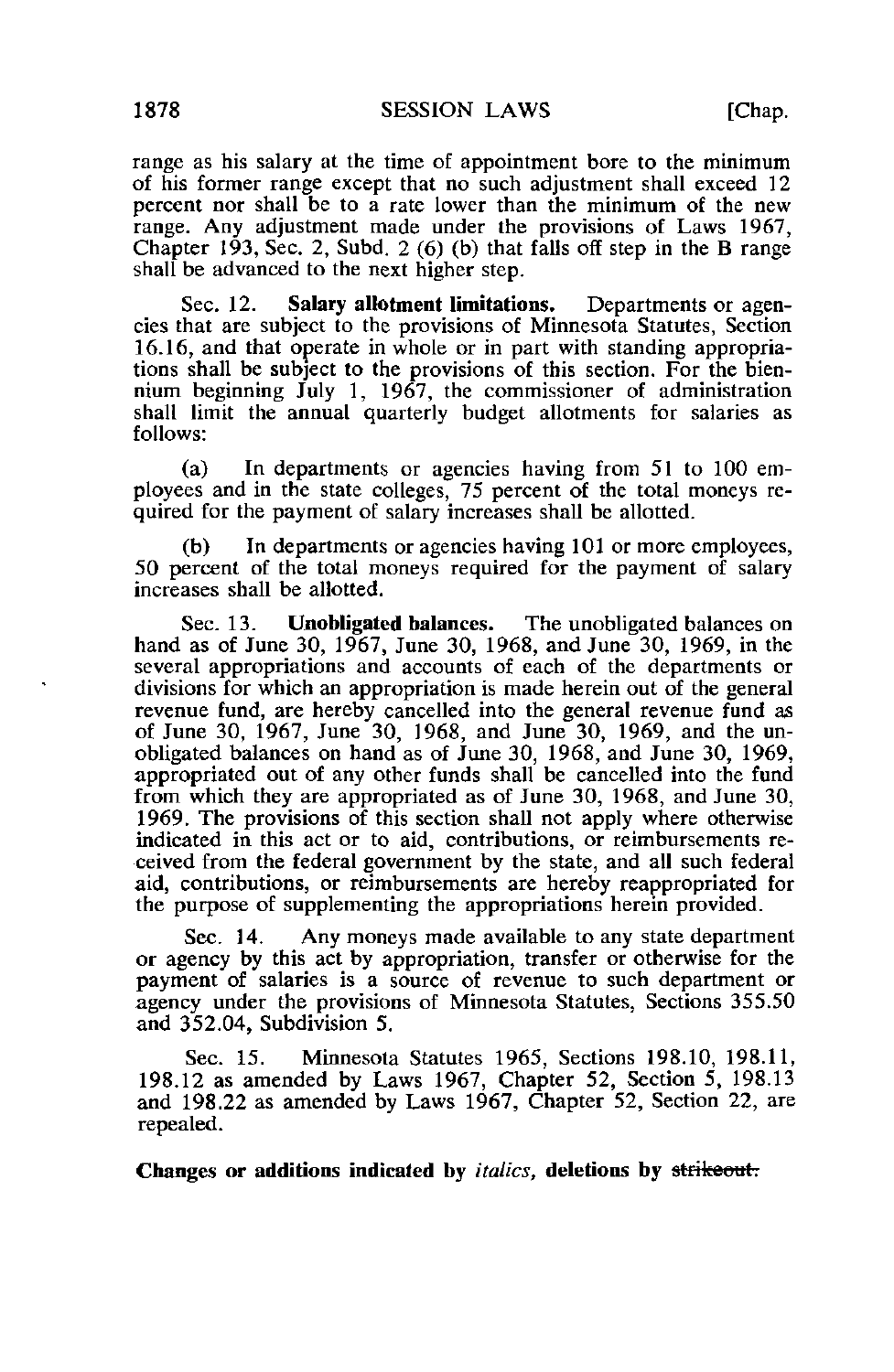range as his salary at the time of appointment bore to the minimum of his former range except that no such adjustment shall exceed 12 percent nor shall be to a rate lower than the minimum of the new range. Any adjustment made under the provisions of Laws 1967, Chapter 193, Sec. 2, Subd. 2 (6) (b) that falls off step in the B range shall be advanced to the next higher step.

Sec. 12. **Salary allotment limitations.** Departments or agencies that are subject to the provisions of Minnesota Statutes, Section 16.16, and that operate in whole or in part with standing appropriations shall be subject to the provisions of this section. For the biennium beginning July 1, 1967, the commissioner of administration shall limit the annual quarterly budget allotments for salaries as follows:

(a) In departments or agencies having from 51 to 100 employees and in the state colleges, 75 percent of the total moneys required for the payment of salary increases shall be allotted.

(b) In departments or agencies having 101 or more employees, 50 percent of the total moneys required for the payment of salary increases shall be allotted.

Sec. 13. **Unobligated balances.** The unobligated balances on hand as of June 30, 1967, June 30, 1968, and June 30, 1969, in the several appropriations and accounts of each of the departments or divisions for which an appropriation is made herein out of the general revenue fund, are hereby cancelled into the general revenue fund as of June 30, 1967, June 30, 1968, and June 30, 1969, and the unobligated balances on hand as of June 30, 1968, and June 30, 1969, appropriated out of any other funds shall be cancelled into the fund from which they are appropriated as of June 30, 1968, and June 30, 1969. The provisions of this section shall not apply where otherwise indicated in this act or to aid, contributions, or reimbursements received from the federal government by the state, and all such federal aid, contributions, or reimbursements are hereby reappropriated for the purpose of supplementing the appropriations herein provided.

Sec. 14. Any moneys made available to any state department or agency by this act by appropriation, transfer or otherwise for the payment of salaries is a source of revenue to such department or agency under the provisions of Minnesota Statutes, Sections 355.50 and 352.04, Subdivision 5.

Sec. 15. Minnesota Statutes 1965, Sections 198.10, 198.11, 198.12 as amended by Laws 1967, Chapter 52, Section 5, 198.13 and 198.22 as amended by Laws 1967, Chapter 52, Section 22, are repealed.

**Changes or additions indicated by *italics*, deletions by ~~strikeout.~~**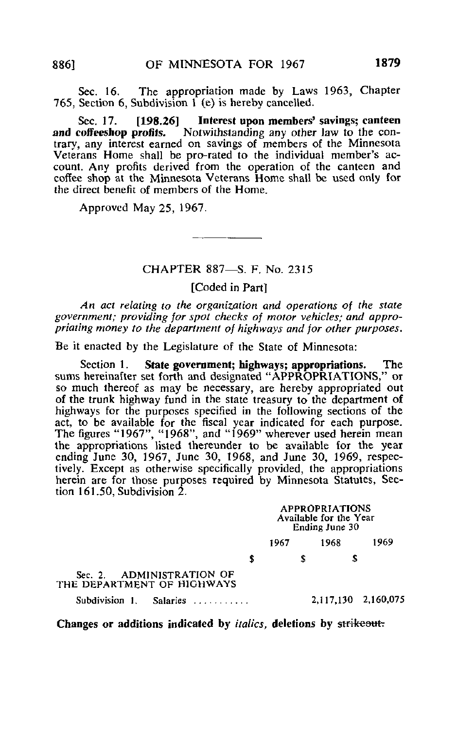Sec. 16. The appropriation made by Laws 1963, Chapter 765, Section 6, Subdivision 1 (e) is hereby cancelled.

Sec. 17. **[198.26] Interest upon members' savings; canteen and coffeeshop profits.** Notwithstanding any other law to the contrary, any interest earned on savings of members of the Minnesota Veterans Home shall be pro-rated to the individual member's account. Any profits derived from the operation of the canteen and coffee shop at the Minnesota Veterans Home shall be used only for the direct benefit of members of the Home.

Approved May 25, 1967.

---

## CHAPTER 887—S. F. No. 2315

[Coded in Part]

*An act relating to the organization and operations of the state government; providing for spot checks of motor vehicles; and appropriating money to the department of highways and for other purposes.*

Be it enacted by the Legislature of the State of Minnesota:

Section 1. **State government; highways; appropriations.** The sums hereinafter set forth and designated "APPROPRIATIONS," or so much thereof as may be necessary, are hereby appropriated out of the trunk highway fund in the state treasury to the department of highways for the purposes specified in the following sections of the act, to be available for the fiscal year indicated for each purpose. The figures "1967", "1968", and "1969" wherever used herein mean the appropriations listed thereunder to be available for the year ending June 30, 1967, June 30, 1968, and June 30, 1969, respectively. Except as otherwise specifically provided, the appropriations herein are for those purposes required by Minnesota Statutes, Section 161.50, Subdivision 2.

| | APPROPRIATIONS Available for the Year Ending June 30 | | |
|---|---|---|---|
| | 1967 | 1968 | 1969 |
| | $ | $ | $ |
| Sec. 2. ADMINISTRATION OF THE DEPARTMENT OF HIGHWAYS | | | |
| Subdivision 1. Salaries .......... | | 2,117,130 | 2,160,075 |

**Changes or additions indicated by *italics*, deletions by ~~strikeout.~~**